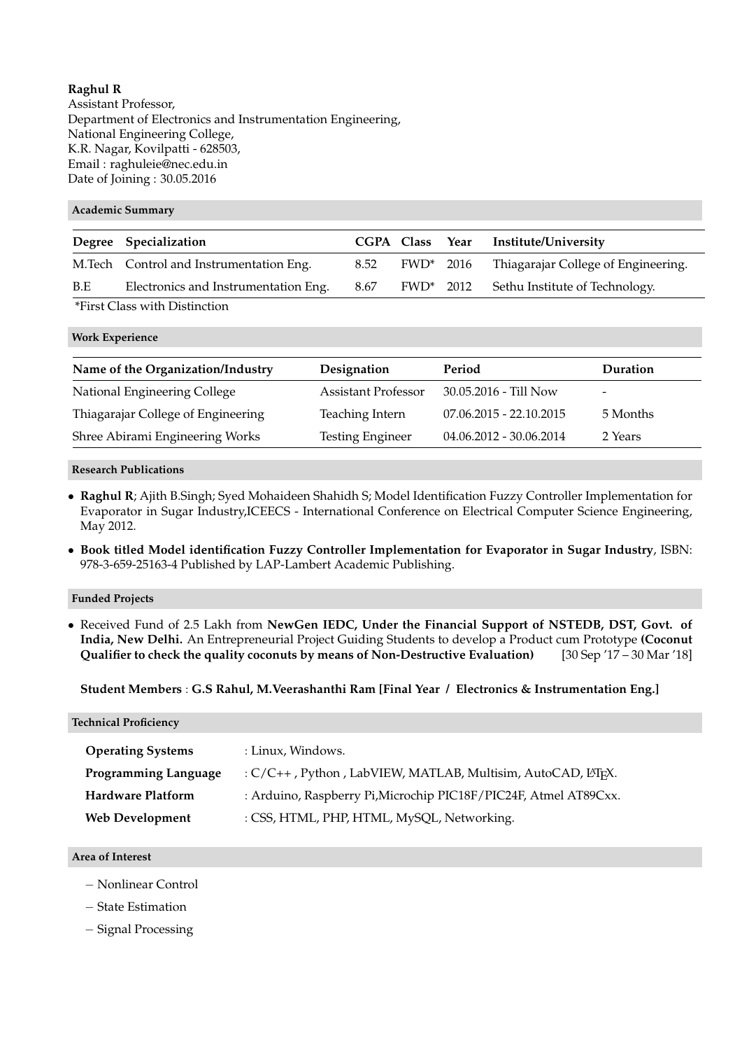**Raghul R**
Assistant Professor,
Department of Electronics and Instrumentation Engineering,
National Engineering College,
K.R. Nagar, Kovilpatti - 628503,
Email : raghuleie@nec.edu.in
Date of Joining : 30.05.2016

## Academic Summary

| Degree | Specialization | CGPA | Class | Year | Institute/University |
|---|---|---|---|---|---|
| M.Tech | Control and Instrumentation Eng. | 8.52 | FWD* | 2016 | Thiagarajar College of Engineering. |
| B.E | Electronics and Instrumentation Eng. | 8.67 | FWD* | 2012 | Sethu Institute of Technology. |

*First Class with Distinction

## Work Experience

| Name of the Organization/Industry | Designation | Period | Duration |
|---|---|---|---|
| National Engineering College | Assistant Professor | 30.05.2016 - Till Now | - |
| Thiagarajar College of Engineering | Teaching Intern | 07.06.2015 - 22.10.2015 | 5 Months |
| Shree Abirami Engineering Works | Testing Engineer | 04.06.2012 - 30.06.2014 | 2 Years |

## Research Publications

- **Raghul R**; Ajith B.Singh; Syed Mohaideen Shahidh S; Model Identification Fuzzy Controller Implementation for Evaporator in Sugar Industry,ICEECS - International Conference on Electrical Computer Science Engineering, May 2012.
- **Book titled Model identification Fuzzy Controller Implementation for Evaporator in Sugar Industry**, ISBN: 978-3-659-25163-4 Published by LAP-Lambert Academic Publishing.

## Funded Projects

- Received Fund of 2.5 Lakh from **NewGen IEDC, Under the Financial Support of NSTEDB, DST, Govt. of India, New Delhi.** An Entrepreneurial Project Guiding Students to develop a Product cum Prototype **(Coconut Qualifier to check the quality coconuts by means of Non-Destructive Evaluation)** [30 Sep '17 – 30 Mar '18]

  **Student Members** : **G.S Rahul, M.Veerashanthi Ram [Final Year / Electronics & Instrumentation Eng.]**

## Technical Proficiency

| | |
|---|---|
| **Operating Systems** | : Linux, Windows. |
| **Programming Language** | : C/C++ , Python , LabVIEW, MATLAB, Multisim, AutoCAD, LaTeX. |
| **Hardware Platform** | : Arduino, Raspberry Pi,Microchip PIC18F/PIC24F, Atmel AT89Cxx. |
| **Web Development** | : CSS, HTML, PHP, HTML, MySQL, Networking. |

## Area of Interest

- Nonlinear Control
- State Estimation
- Signal Processing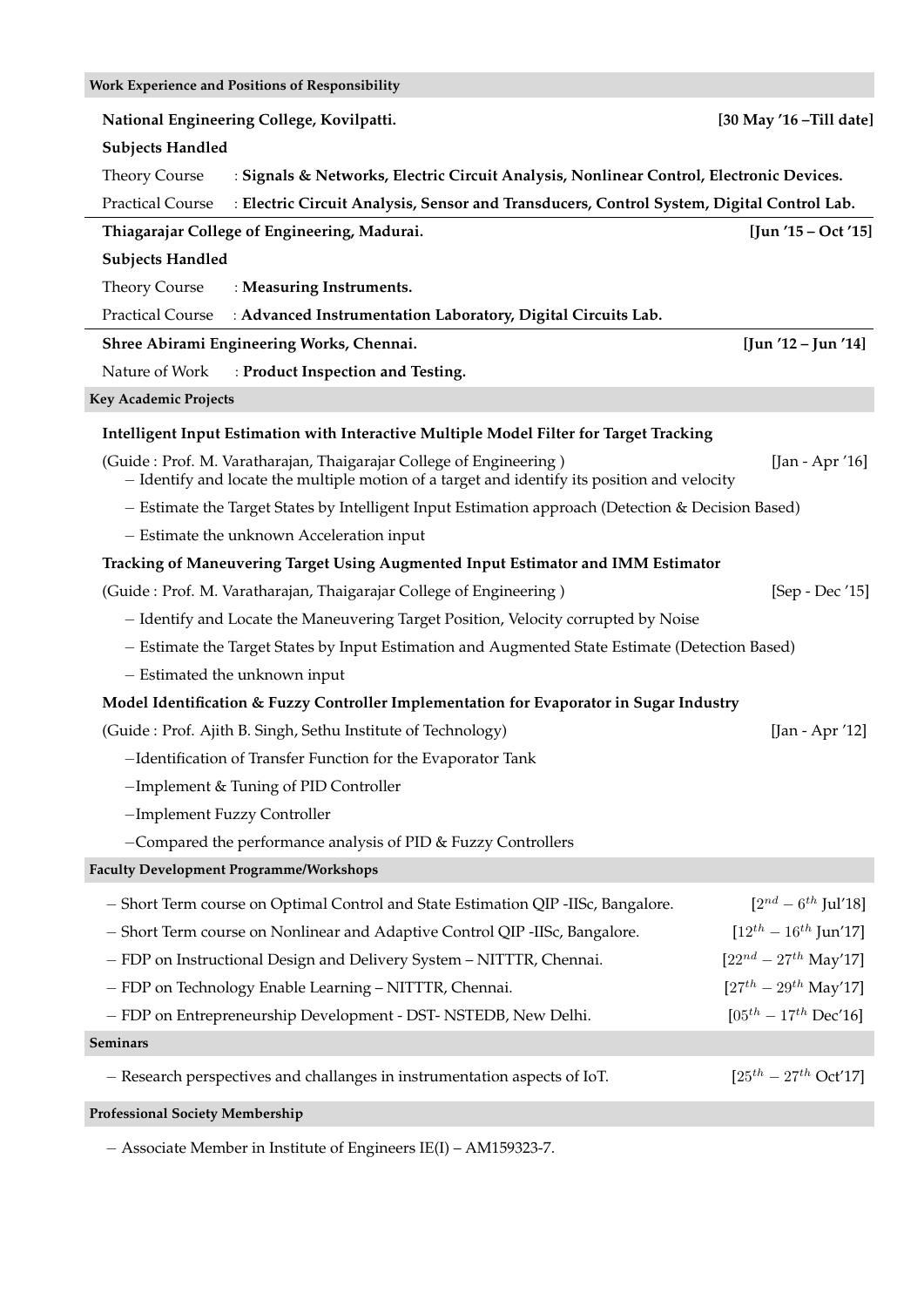## Work Experience and Positions of Responsibility

**National Engineering College, Kovilpatti.** **[30 May '16 –Till date]**

**Subjects Handled**

Theory Course : **Signals & Networks, Electric Circuit Analysis, Nonlinear Control, Electronic Devices.**

Practical Course : **Electric Circuit Analysis, Sensor and Transducers, Control System, Digital Control Lab.**

**Thiagarajar College of Engineering, Madurai.** **[Jun '15 – Oct '15]**

**Subjects Handled**

Theory Course : **Measuring Instruments.**

Practical Course : **Advanced Instrumentation Laboratory, Digital Circuits Lab.**

**Shree Abirami Engineering Works, Chennai.** **[Jun '12 – Jun '14]**

Nature of Work : **Product Inspection and Testing.**

## Key Academic Projects

**Intelligent Input Estimation with Interactive Multiple Model Filter for Target Tracking**

(Guide : Prof. M. Varatharajan, Thaigarajar College of Engineering ) [Jan - Apr '16]

- Identify and locate the multiple motion of a target and identify its position and velocity
- Estimate the Target States by Intelligent Input Estimation approach (Detection & Decision Based)
- Estimate the unknown Acceleration input

**Tracking of Maneuvering Target Using Augmented Input Estimator and IMM Estimator**

(Guide : Prof. M. Varatharajan, Thaigarajar College of Engineering ) [Sep - Dec '15]

- Identify and Locate the Maneuvering Target Position, Velocity corrupted by Noise
- Estimate the Target States by Input Estimation and Augmented State Estimate (Detection Based)
- Estimated the unknown input

**Model Identification & Fuzzy Controller Implementation for Evaporator in Sugar Industry**

(Guide : Prof. Ajith B. Singh, Sethu Institute of Technology) [Jan - Apr '12]

- Identification of Transfer Function for the Evaporator Tank
- Implement & Tuning of PID Controller
- Implement Fuzzy Controller
- Compared the performance analysis of PID & Fuzzy Controllers

## Faculty Development Programme/Workshops

- Short Term course on Optimal Control and State Estimation QIP -IISc, Bangalore. [$2^{nd} - 6^{th}$ Jul'18]
- Short Term course on Nonlinear and Adaptive Control QIP -IISc, Bangalore. [$12^{th} - 16^{th}$ Jun'17]
- FDP on Instructional Design and Delivery System – NITTTR, Chennai. [$22^{nd} - 27^{th}$ May'17]
- FDP on Technology Enable Learning – NITTTR, Chennai. [$27^{th} - 29^{th}$ May'17]
- FDP on Entrepreneurship Development - DST- NSTEDB, New Delhi. [$05^{th} - 17^{th}$ Dec'16]

## Seminars

- Research perspectives and challanges in instrumentation aspects of IoT. [$25^{th} - 27^{th}$ Oct'17]

## Professional Society Membership

- Associate Member in Institute of Engineers IE(I) – AM159323-7.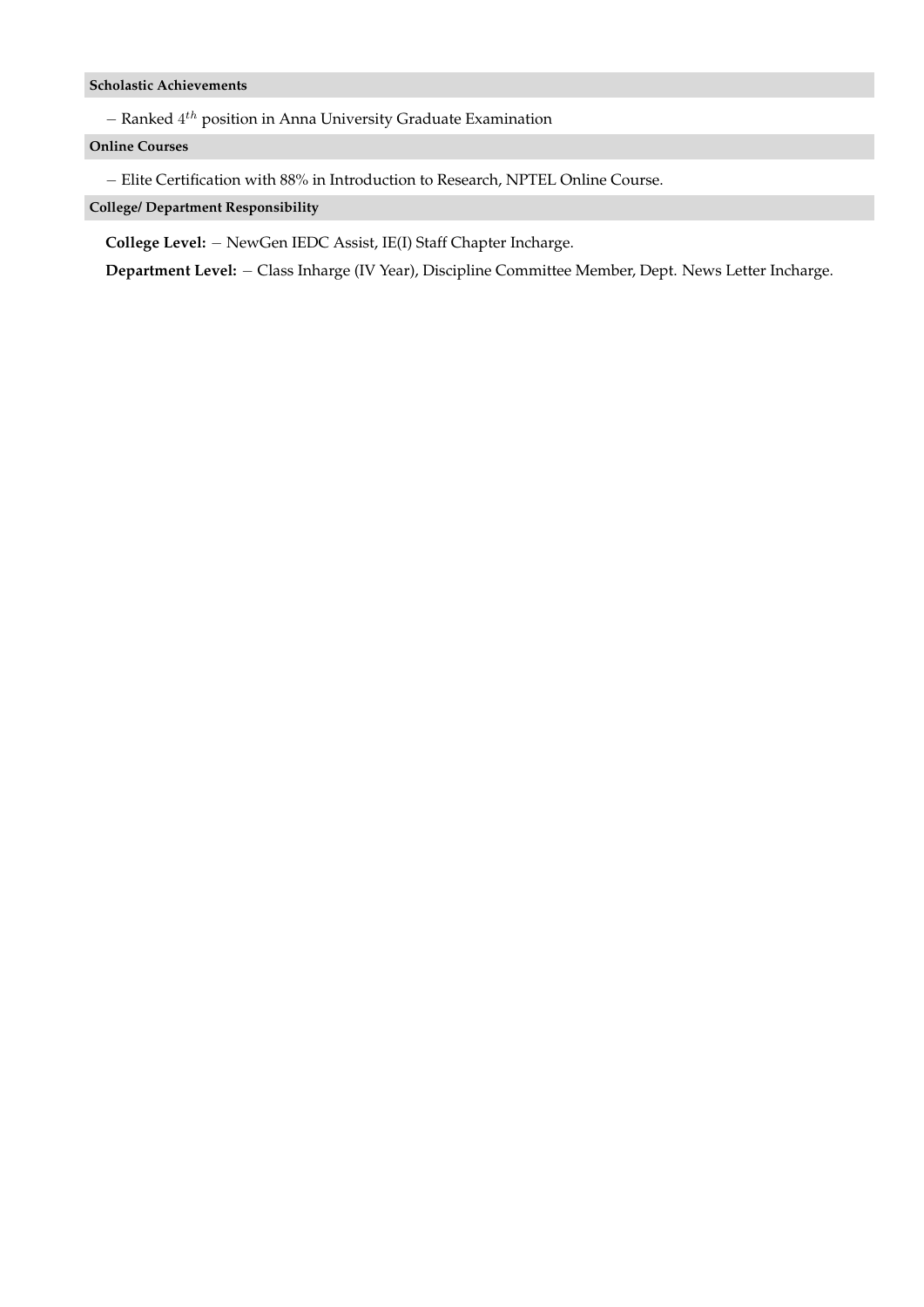## Scholastic Achievements

− Ranked $4^{th}$ position in Anna University Graduate Examination

## Online Courses

− Elite Certification with 88% in Introduction to Research, NPTEL Online Course.

## College/ Department Responsibility

**College Level:** − NewGen IEDC Assist, IE(I) Staff Chapter Incharge.

**Department Level:** − Class Inharge (IV Year), Discipline Committee Member, Dept. News Letter Incharge.